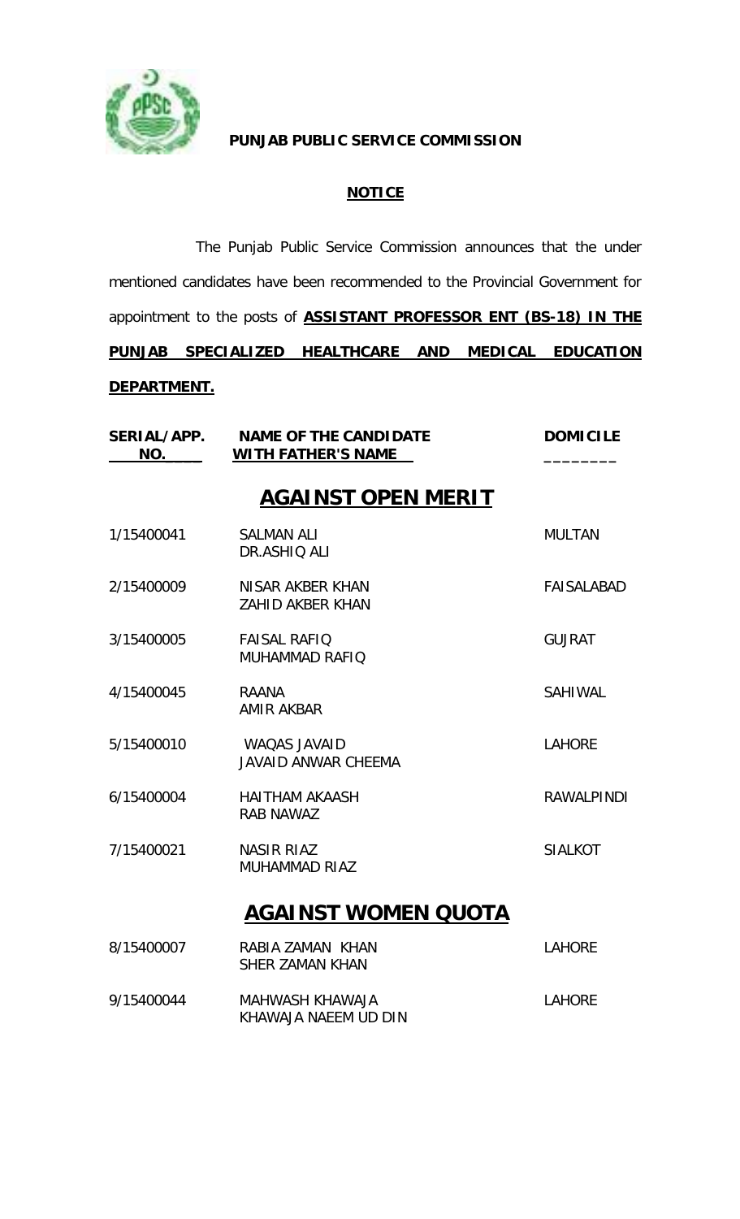**PUNJAB PUBLIC SERVICE COMMISSION**

## NOTICE

The Punjab Public Service Commission announces that the under mentioned candidates have been recommended to the Provincial Government for appointment to the posts of **ASSISTANT PROFESSOR ENT (BS-18) IN THE PUNJAB SPECIALIZED HEALTHCARE AND MEDICAL EDUCATION DEPARTMENT.**

| SERIAL/APP. NO. | NAME OF THE CANDIDATE WITH FATHER'S NAME | DOMICILE |
|---|---|---|
| | **AGAINST OPEN MERIT** | |
| 1/15400041 | SALMAN ALI<br>DR.ASHIQ ALI | MULTAN |
| 2/15400009 | NISAR AKBER KHAN<br>ZAHID AKBER KHAN | FAISALABAD |
| 3/15400005 | FAISAL RAFIQ<br>MUHAMMAD RAFIQ | GUJRAT |
| 4/15400045 | RAANA<br>AMIR AKBAR | SAHIWAL |
| 5/15400010 | WAQAS JAVAID<br>JAVAID ANWAR CHEEMA | LAHORE |
| 6/15400004 | HAITHAM AKAASH<br>RAB NAWAZ | RAWALPINDI |
| 7/15400021 | NASIR RIAZ<br>MUHAMMAD RIAZ | SIALKOT |
| | **AGAINST WOMEN QUOTA** | |
| 8/15400007 | RABIA ZAMAN KHAN<br>SHER ZAMAN KHAN | LAHORE |
| 9/15400044 | MAHWASH KHAWAJA<br>KHAWAJA NAEEM UD DIN | LAHORE |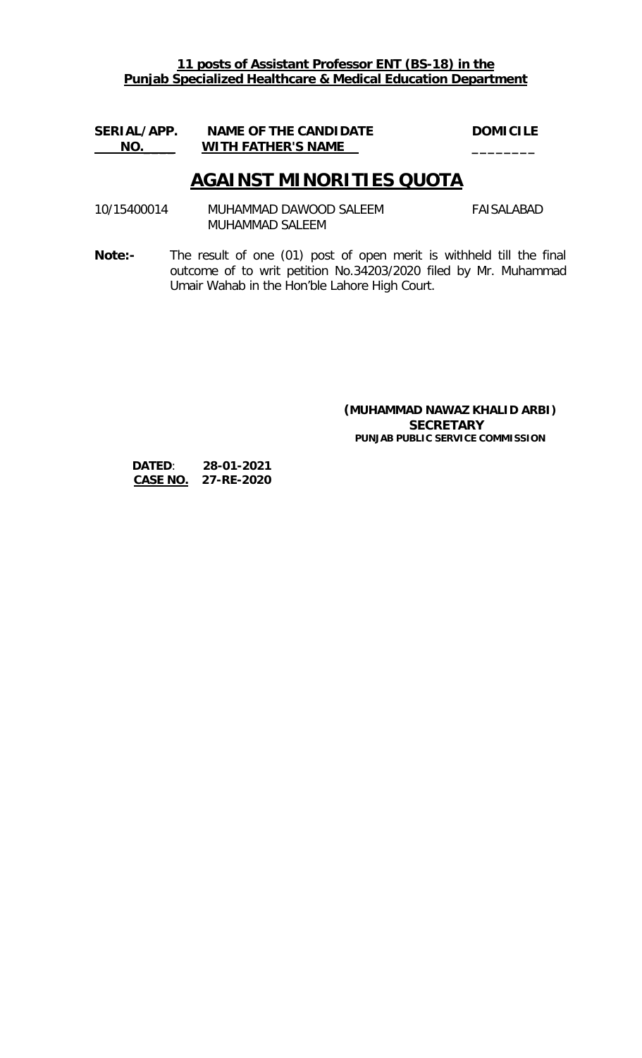**11 posts of Assistant Professor ENT (BS-18) in the Punjab Specialized Healthcare & Medical Education Department**

| SERIAL/APP. NO. | NAME OF THE CANDIDATE WITH FATHER'S NAME | DOMICILE |
|---|---|---|

## AGAINST MINORITIES QUOTA

| | | |
|---|---|---|
| 10/15400014 | MUHAMMAD DAWOOD SALEEM<br>MUHAMMAD SALEEM | FAISALABAD |

**Note:-** The result of one (01) post of open merit is withheld till the final outcome of to writ petition No.34203/2020 filed by Mr. Muhammad Umair Wahab in the Hon'ble Lahore High Court.

**(MUHAMMAD NAWAZ KHALID ARBI)**
**SECRETARY**
**PUNJAB PUBLIC SERVICE COMMISSION**

**DATED**: **28-01-2021**
**CASE NO.** **27-RE-2020**